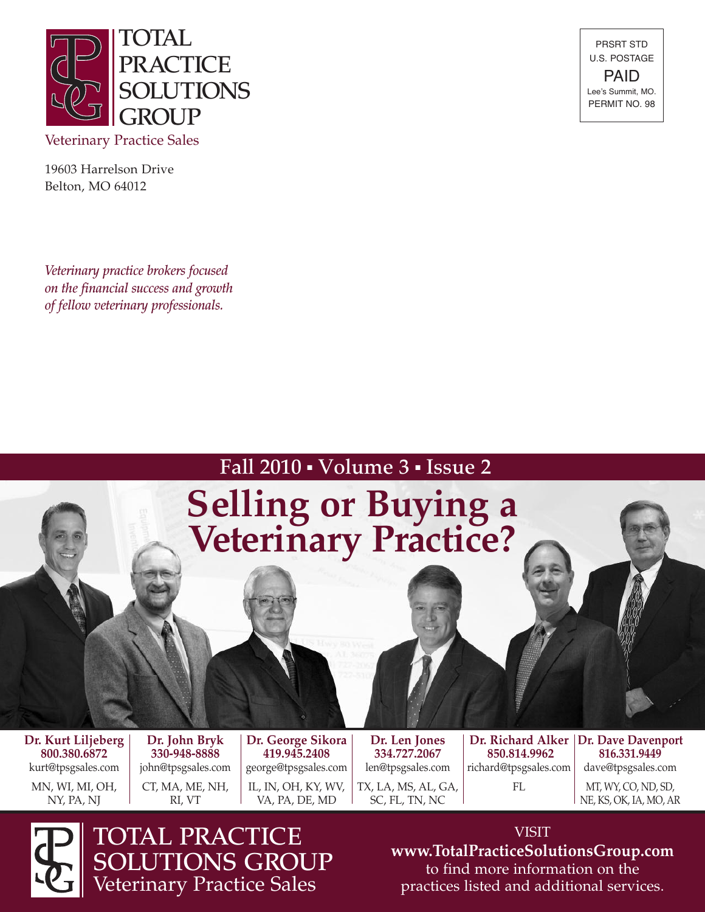# TOTAL PRACTICE SOLUTIONS GROUP

Veterinary Practice Sales

19603 Harrelson Drive
Belton, MO 64012

PRSRT STD
U.S. POSTAGE
PAID
Lee's Summit, MO.
PERMIT NO. 98

*Veterinary practice brokers focused on the financial success and growth of fellow veterinary professionals.*

**Fall 2010 ▪ Volume 3 ▪ Issue 2**

# Selling or Buying a Veterinary Practice?

| Dr. Kurt Liljeberg | Dr. John Bryk | Dr. George Sikora | Dr. Len Jones | Dr. Richard Alker | Dr. Dave Davenport |
|---|---|---|---|---|---|
| **800.380.6872** | **330-948-8888** | **419.945.2408** | **334.727.2067** | **850.814.9962** | **816.331.9449** |
| kurt@tpsgsales.com | john@tpsgsales.com | george@tpsgsales.com | len@tpsgsales.com | richard@tpsgsales.com | dave@tpsgsales.com |
| MN, WI, MI, OH, NY, PA, NJ | CT, MA, ME, NH, RI, VT | IL, IN, OH, KY, WV, VA, PA, DE, MD | TX, LA, MS, AL, GA, SC, FL, TN, NC | FL | MT, WY, CO, ND, SD, NE, KS, OK, IA, MO, AR |

TOTAL PRACTICE SOLUTIONS GROUP
Veterinary Practice Sales

VISIT
**www.TotalPracticeSolutionsGroup.com**
to find more information on the practices listed and additional services.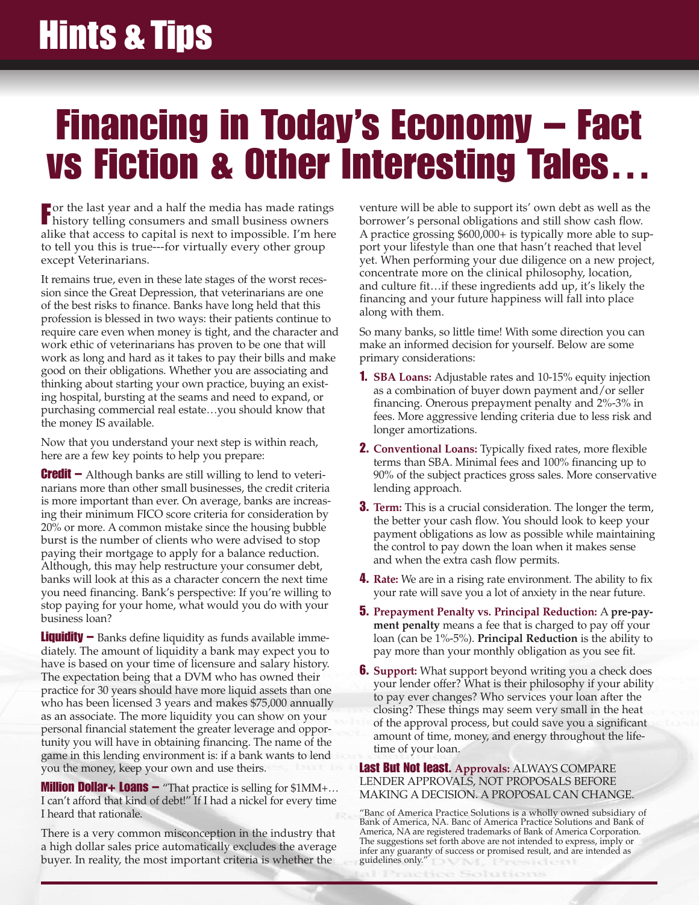# Hints & Tips

# Financing in Today's Economy – Fact vs Fiction & Other Interesting Tales…

For the last year and a half the media has made ratings history telling consumers and small business owners alike that access to capital is next to impossible. I'm here to tell you this is true---for virtually every other group except Veterinarians.

It remains true, even in these late stages of the worst recession since the Great Depression, that veterinarians are one of the best risks to finance. Banks have long held that this profession is blessed in two ways: their patients continue to require care even when money is tight, and the character and work ethic of veterinarians has proven to be one that will work as long and hard as it takes to pay their bills and make good on their obligations. Whether you are associating and thinking about starting your own practice, buying an existing hospital, bursting at the seams and need to expand, or purchasing commercial real estate…you should know that the money IS available.

Now that you understand your next step is within reach, here are a few key points to help you prepare:

**Credit –** Although banks are still willing to lend to veterinarians more than other small businesses, the credit criteria is more important than ever. On average, banks are increasing their minimum FICO score criteria for consideration by 20% or more. A common mistake since the housing bubble burst is the number of clients who were advised to stop paying their mortgage to apply for a balance reduction. Although, this may help restructure your consumer debt, banks will look at this as a character concern the next time you need financing. Bank's perspective: If you're willing to stop paying for your home, what would you do with your business loan?

**Liquidity –** Banks define liquidity as funds available immediately. The amount of liquidity a bank may expect you to have is based on your time of licensure and salary history. The expectation being that a DVM who has owned their practice for 30 years should have more liquid assets than one who has been licensed 3 years and makes $75,000 annually as an associate. The more liquidity you can show on your personal financial statement the greater leverage and opportunity you will have in obtaining financing. The name of the game in this lending environment is: if a bank wants to lend you the money, keep your own and use theirs.

**Million Dollar+ Loans –** "That practice is selling for $1MM+… I can't afford that kind of debt!" If I had a nickel for every time I heard that rationale.

There is a very common misconception in the industry that a high dollar sales price automatically excludes the average buyer. In reality, the most important criteria is whether the venture will be able to support its' own debt as well as the borrower's personal obligations and still show cash flow. A practice grossing $600,000+ is typically more able to support your lifestyle than one that hasn't reached that level yet. When performing your due diligence on a new project, concentrate more on the clinical philosophy, location, and culture fit…if these ingredients add up, it's likely the financing and your future happiness will fall into place along with them.

So many banks, so little time! With some direction you can make an informed decision for yourself. Below are some primary considerations:

1. **SBA Loans:** Adjustable rates and 10-15% equity injection as a combination of buyer down payment and/or seller financing. Onerous prepayment penalty and 2%-3% in fees. More aggressive lending criteria due to less risk and longer amortizations.
2. **Conventional Loans:** Typically fixed rates, more flexible terms than SBA. Minimal fees and 100% financing up to 90% of the subject practices gross sales. More conservative lending approach.
3. **Term:** This is a crucial consideration. The longer the term, the better your cash flow. You should look to keep your payment obligations as low as possible while maintaining the control to pay down the loan when it makes sense and when the extra cash flow permits.
4. **Rate:** We are in a rising rate environment. The ability to fix your rate will save you a lot of anxiety in the near future.
5. **Prepayment Penalty vs. Principal Reduction:** A **pre-payment penalty** means a fee that is charged to pay off your loan (can be 1%-5%). **Principal Reduction** is the ability to pay more than your monthly obligation as you see fit.
6. **Support:** What support beyond writing you a check does your lender offer? What is their philosophy if your ability to pay ever changes? Who services your loan after the closing? These things may seem very small in the heat of the approval process, but could save you a significant amount of time, money, and energy throughout the lifetime of your loan.

**Last But Not least. Approvals:** ALWAYS COMPARE LENDER APPROVALS, NOT PROPOSALS BEFORE MAKING A DECISION. A PROPOSAL CAN CHANGE.

"Banc of America Practice Solutions is a wholly owned subsidiary of Bank of America, NA. Banc of America Practice Solutions and Bank of America, NA are registered trademarks of Bank of America Corporation. The suggestions set forth above are not intended to express, imply or infer any guaranty of success or promised result, and are intended as guidelines only."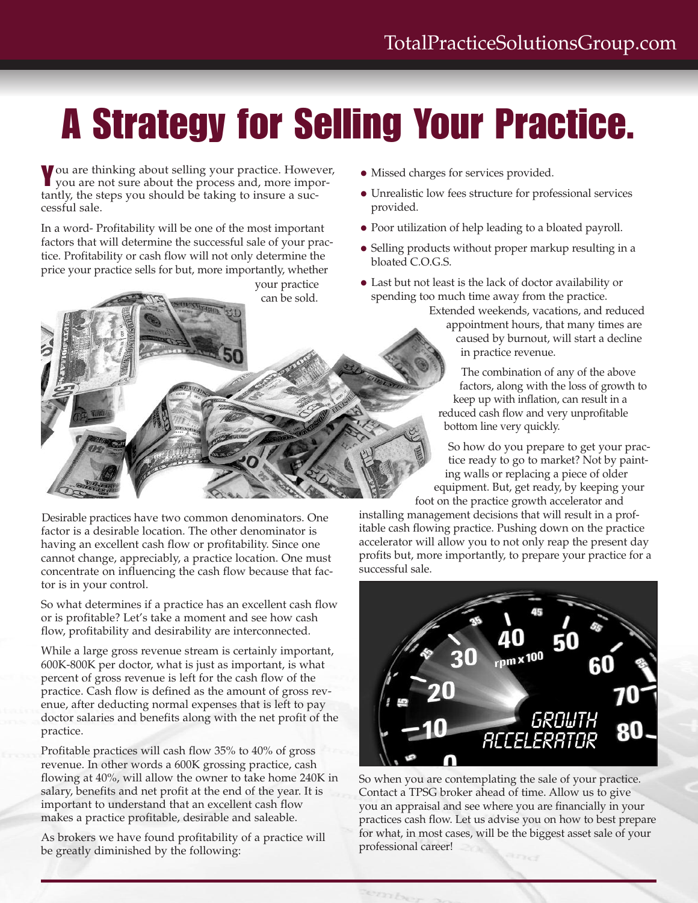# A Strategy for Selling Your Practice.

You are thinking about selling your practice. However, you are not sure about the process and, more importantly, the steps you should be taking to insure a successful sale.

In a word- Profitability will be one of the most important factors that will determine the successful sale of your practice. Profitability or cash flow will not only determine the price your practice sells for but, more importantly, whether your practice can be sold.

Desirable practices have two common denominators. One factor is a desirable location. The other denominator is having an excellent cash flow or profitability. Since one cannot change, appreciably, a practice location. One must concentrate on influencing the cash flow because that factor is in your control.

So what determines if a practice has an excellent cash flow or is profitable? Let's take a moment and see how cash flow, profitability and desirability are interconnected.

While a large gross revenue stream is certainly important, 600K-800K per doctor, what is just as important, is what percent of gross revenue is left for the cash flow of the practice. Cash flow is defined as the amount of gross revenue, after deducting normal expenses that is left to pay doctor salaries and benefits along with the net profit of the practice.

Profitable practices will cash flow 35% to 40% of gross revenue. In other words a 600K grossing practice, cash flowing at 40%, will allow the owner to take home 240K in salary, benefits and net profit at the end of the year. It is important to understand that an excellent cash flow makes a practice profitable, desirable and saleable.

As brokers we have found profitability of a practice will be greatly diminished by the following:

- Missed charges for services provided.
- Unrealistic low fees structure for professional services provided.
- Poor utilization of help leading to a bloated payroll.
- Selling products without proper markup resulting in a bloated C.O.G.S.
- Last but not least is the lack of doctor availability or spending too much time away from the practice. Extended weekends, vacations, and reduced appointment hours, that many times are caused by burnout, will start a decline in practice revenue.

The combination of any of the above factors, along with the loss of growth to keep up with inflation, can result in a reduced cash flow and very unprofitable bottom line very quickly.

So how do you prepare to get your practice ready to go to market? Not by painting walls or replacing a piece of older equipment. But, get ready, by keeping your foot on the practice growth accelerator and installing management decisions that will result in a profitable cash flowing practice. Pushing down on the practice accelerator will allow you to not only reap the present day profits but, more importantly, to prepare your practice for a successful sale.

So when you are contemplating the sale of your practice. Contact a TPSG broker ahead of time. Allow us to give you an appraisal and see where you are financially in your practices cash flow. Let us advise you on how to best prepare for what, in most cases, will be the biggest asset sale of your professional career!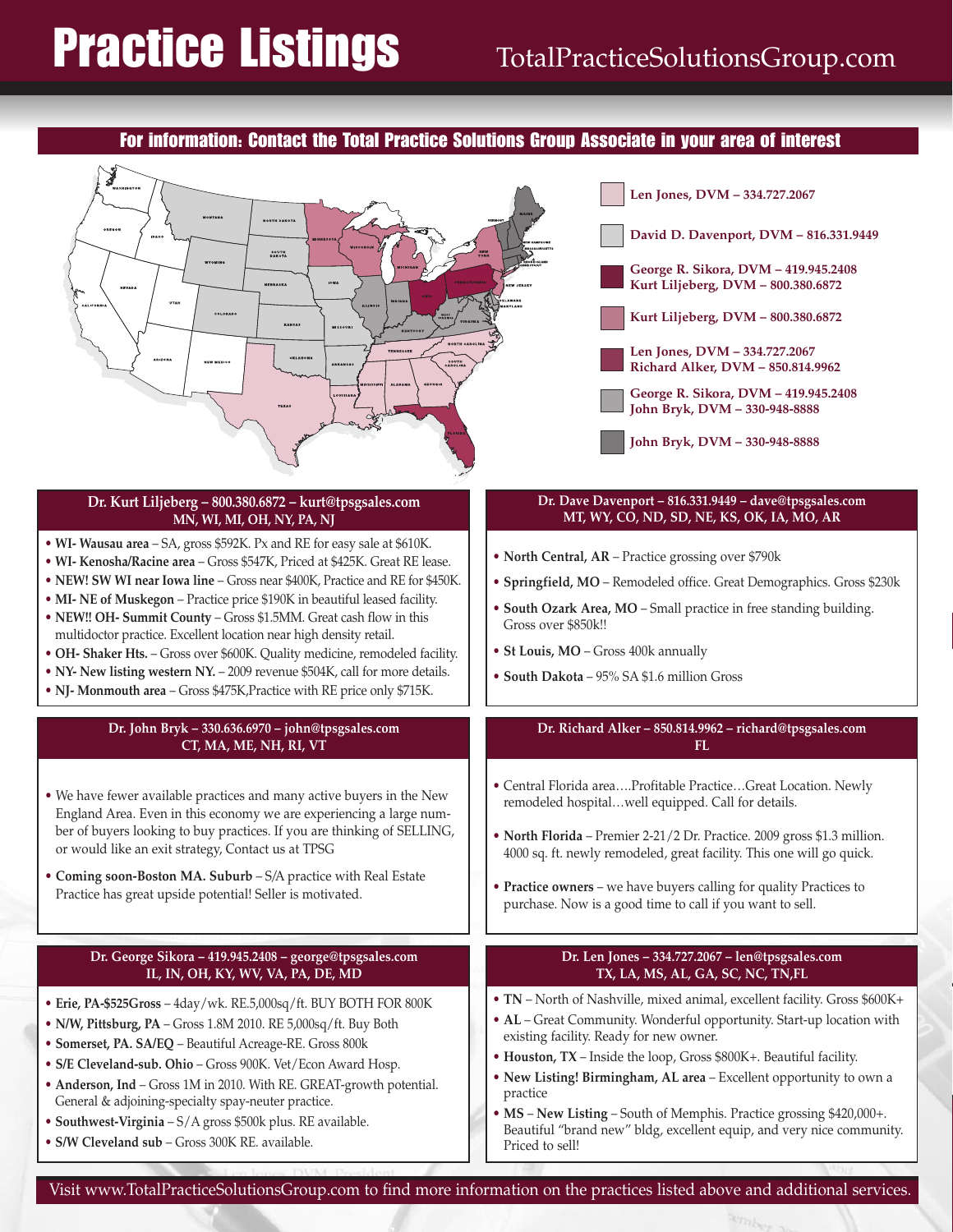# Practice Listings

TotalPracticeSolutionsGroup.com

## For information: Contact the Total Practice Solutions Group Associate in your area of interest

- Len Jones, DVM – 334.727.2067
- David D. Davenport, DVM – 816.331.9449
- George R. Sikora, DVM – 419.945.2408
  Kurt Liljeberg, DVM – 800.380.6872
- Kurt Liljeberg, DVM – 800.380.6872
- Len Jones, DVM – 334.727.2067
  Richard Alker, DVM – 850.814.9962
- George R. Sikora, DVM – 419.945.2408
  John Bryk, DVM – 330-948-8888
- John Bryk, DVM – 330-948-8888

### Dr. Kurt Liljeberg – 800.380.6872 – kurt@tpsgsales.com
### MN, WI, MI, OH, NY, PA, NJ

- **WI- Wausau area** – SA, gross $592K. Px and RE for easy sale at $610K.
- **WI- Kenosha/Racine area** – Gross $547K, Priced at $425K. Great RE lease.
- **NEW! SW WI near Iowa line** – Gross near $400K, Practice and RE for $450K.
- **MI- NE of Muskegon** – Practice price $190K in beautiful leased facility.
- **NEW!! OH- Summit County** – Gross $1.5MM. Great cash flow in this multidoctor practice. Excellent location near high density retail.
- **OH- Shaker Hts.** – Gross over $600K. Quality medicine, remodeled facility.
- **NY- New listing western NY.** – 2009 revenue $504K, call for more details.
- **NJ- Monmouth area** – Gross $475K,Practice with RE price only $715K.

### Dr. Dave Davenport – 816.331.9449 – dave@tpsgsales.com
### MT, WY, CO, ND, SD, NE, KS, OK, IA, MO, AR

- **North Central, AR** – Practice grossing over $790k
- **Springfield, MO** – Remodeled office. Great Demographics. Gross $230k
- **South Ozark Area, MO** – Small practice in free standing building. Gross over $850k!!
- **St Louis, MO** – Gross 400k annually
- **South Dakota** – 95% SA $1.6 million Gross

### Dr. John Bryk – 330.636.6970 – john@tpsgsales.com
### CT, MA, ME, NH, RI, VT

- We have fewer available practices and many active buyers in the New England Area. Even in this economy we are experiencing a large number of buyers looking to buy practices. If you are thinking of SELLING, or would like an exit strategy, Contact us at TPSG
- **Coming soon-Boston MA. Suburb** – S/A practice with Real Estate Practice has great upside potential! Seller is motivated.

### Dr. Richard Alker – 850.814.9962 – richard@tpsgsales.com
### FL

- Central Florida area….Profitable Practice…Great Location. Newly remodeled hospital…well equipped. Call for details.
- **North Florida** – Premier 2-21/2 Dr. Practice. 2009 gross $1.3 million. 4000 sq. ft. newly remodeled, great facility. This one will go quick.
- **Practice owners** – we have buyers calling for quality Practices to purchase. Now is a good time to call if you want to sell.

### Dr. George Sikora – 419.945.2408 – george@tpsgsales.com
### IL, IN, OH, KY, WV, VA, PA, DE, MD

- **Erie, PA-$525Gross** – 4day/wk. RE.5,000sq/ft. BUY BOTH FOR 800K
- **N/W, Pittsburg, PA** – Gross 1.8M 2010. RE 5,000sq/ft. Buy Both
- **Somerset, PA. SA/EQ** – Beautiful Acreage-RE. Gross 800k
- **S/E Cleveland-sub. Ohio** – Gross 900K. Vet/Econ Award Hosp.
- **Anderson, Ind** – Gross 1M in 2010. With RE. GREAT-growth potential. General & adjoining-specialty spay-neuter practice.
- **Southwest-Virginia** – S/A gross $500k plus. RE available.
- **S/W Cleveland sub** – Gross 300K RE. available.

### Dr. Len Jones – 334.727.2067 – len@tpsgsales.com
### TX, LA, MS, AL, GA, SC, NC, TN,FL

- **TN** – North of Nashville, mixed animal, excellent facility. Gross $600K+
- **AL** – Great Community. Wonderful opportunity. Start-up location with existing facility. Ready for new owner.
- **Houston, TX** – Inside the loop, Gross $800K+. Beautiful facility.
- **New Listing! Birmingham, AL area** – Excellent opportunity to own a practice
- **MS** – **New Listing** – South of Memphis. Practice grossing $420,000+. Beautiful "brand new" bldg, excellent equip, and very nice community. Priced to sell!

Visit www.TotalPracticeSolutionsGroup.com to find more information on the practices listed above and additional services.